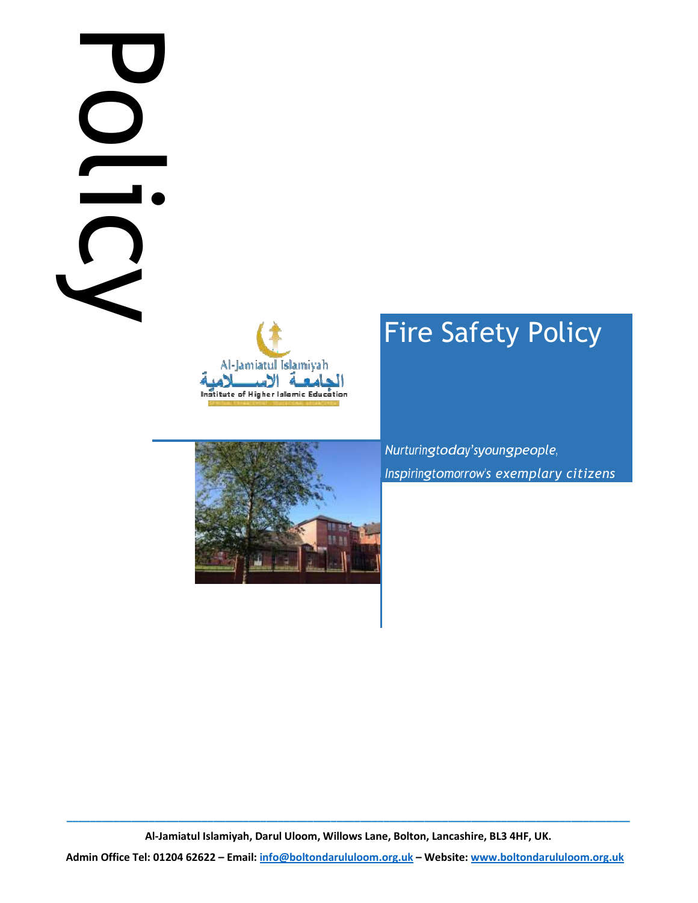Policy

Al-Jamiatul Islamiyah

الجامعة الاسلامية

Institute of Higher Islamic Education

# Fire Safety Policy

*Nurturing today's young people,*
*Inspiring tomorrow's exemplary citizens*

**Al-Jamiatul Islamiyah, Darul Uloom, Willows Lane, Bolton, Lancashire, BL3 4HF, UK.**

**Admin Office Tel: 01204 62622 – Email: info@boltondarululoom.org.uk – Website: www.boltondarululoom.org.uk**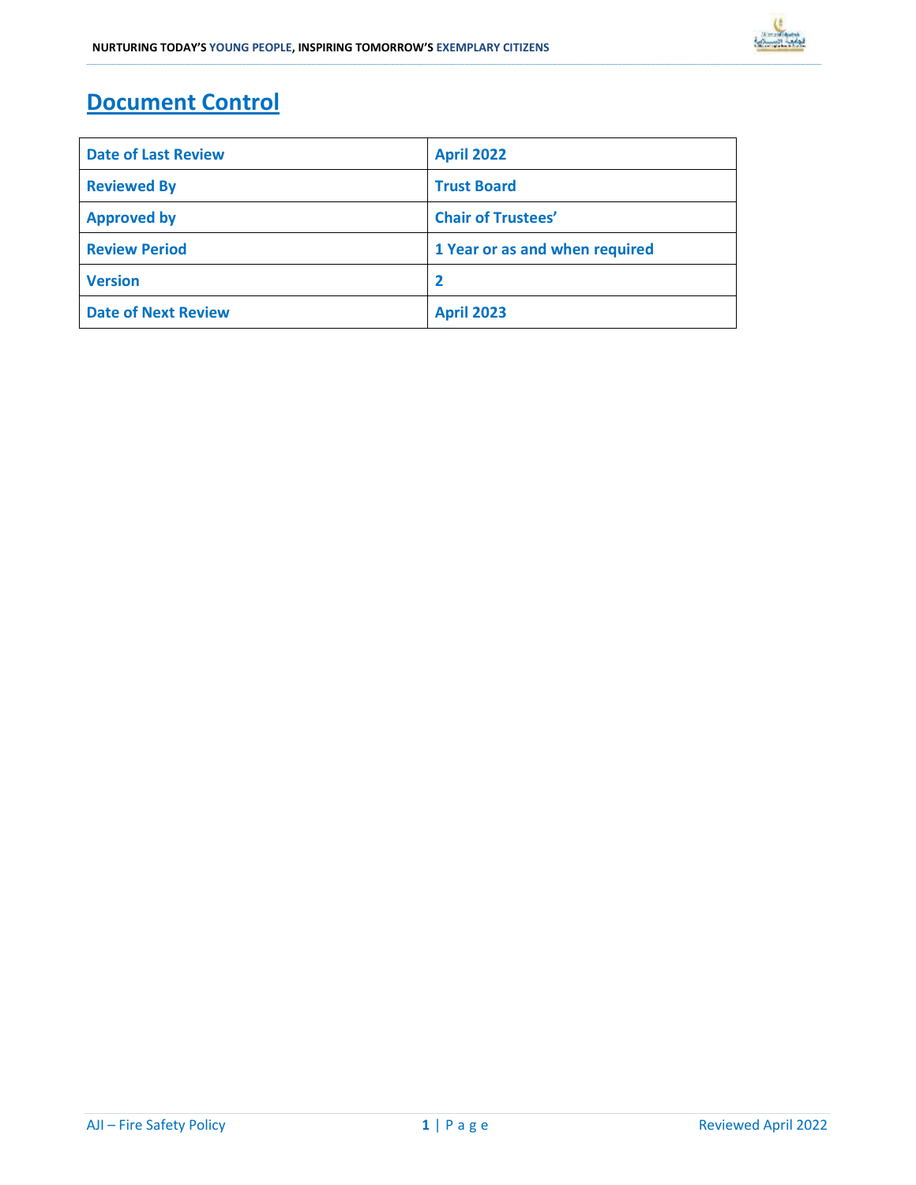# Document Control

| Date of Last Review | April 2022 |
|---|---|
| Reviewed By | Trust Board |
| Approved by | Chair of Trustees' |
| Review Period | 1 Year or as and when required |
| Version | 2 |
| Date of Next Review | April 2023 |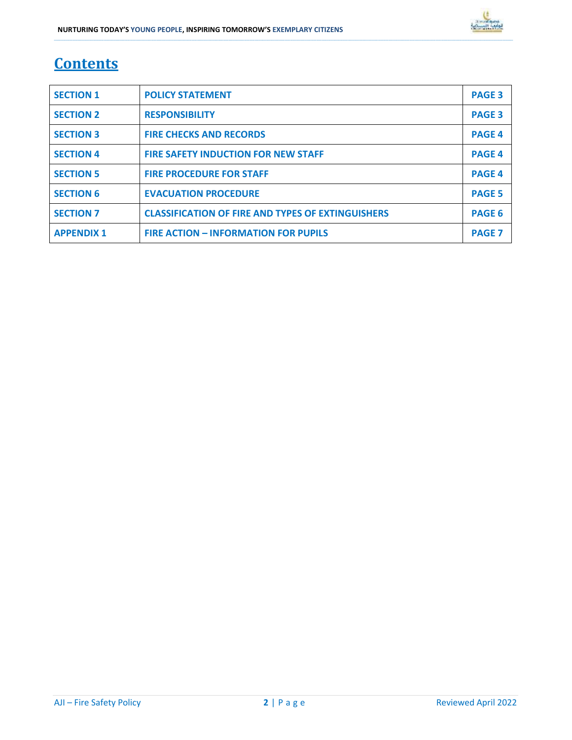# Contents

| SECTION 1 | POLICY STATEMENT | PAGE 3 |
|---|---|---|
| SECTION 2 | RESPONSIBILITY | PAGE 3 |
| SECTION 3 | FIRE CHECKS AND RECORDS | PAGE 4 |
| SECTION 4 | FIRE SAFETY INDUCTION FOR NEW STAFF | PAGE 4 |
| SECTION 5 | FIRE PROCEDURE FOR STAFF | PAGE 4 |
| SECTION 6 | EVACUATION PROCEDURE | PAGE 5 |
| SECTION 7 | CLASSIFICATION OF FIRE AND TYPES OF EXTINGUISHERS | PAGE 6 |
| APPENDIX 1 | FIRE ACTION – INFORMATION FOR PUPILS | PAGE 7 |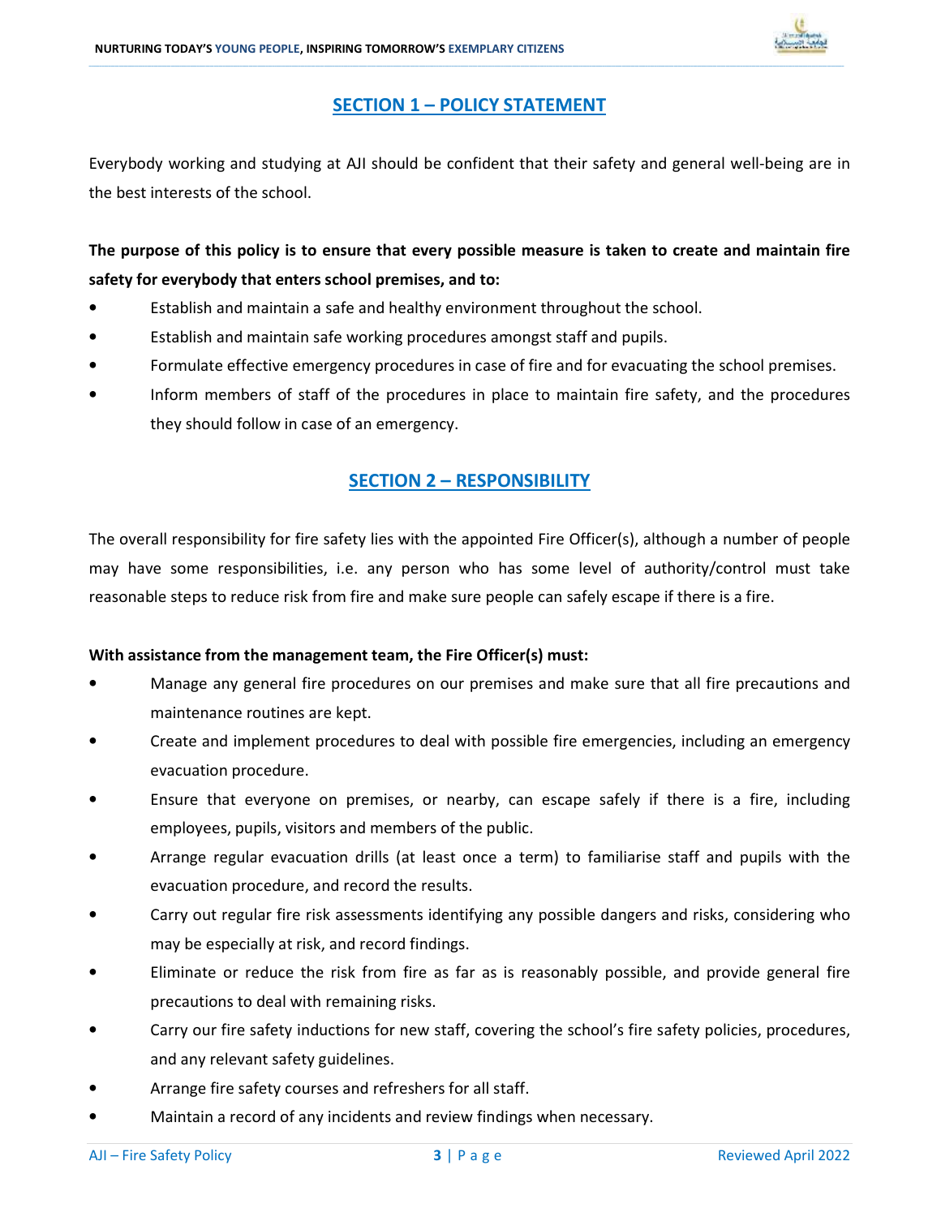## SECTION 1 – POLICY STATEMENT

Everybody working and studying at AJI should be confident that their safety and general well-being are in the best interests of the school.

**The purpose of this policy is to ensure that every possible measure is taken to create and maintain fire safety for everybody that enters school premises, and to:**

- Establish and maintain a safe and healthy environment throughout the school.
- Establish and maintain safe working procedures amongst staff and pupils.
- Formulate effective emergency procedures in case of fire and for evacuating the school premises.
- Inform members of staff of the procedures in place to maintain fire safety, and the procedures they should follow in case of an emergency.

## SECTION 2 – RESPONSIBILITY

The overall responsibility for fire safety lies with the appointed Fire Officer(s), although a number of people may have some responsibilities, i.e. any person who has some level of authority/control must take reasonable steps to reduce risk from fire and make sure people can safely escape if there is a fire.

**With assistance from the management team, the Fire Officer(s) must:**

- Manage any general fire procedures on our premises and make sure that all fire precautions and maintenance routines are kept.
- Create and implement procedures to deal with possible fire emergencies, including an emergency evacuation procedure.
- Ensure that everyone on premises, or nearby, can escape safely if there is a fire, including employees, pupils, visitors and members of the public.
- Arrange regular evacuation drills (at least once a term) to familiarise staff and pupils with the evacuation procedure, and record the results.
- Carry out regular fire risk assessments identifying any possible dangers and risks, considering who may be especially at risk, and record findings.
- Eliminate or reduce the risk from fire as far as is reasonably possible, and provide general fire precautions to deal with remaining risks.
- Carry our fire safety inductions for new staff, covering the school's fire safety policies, procedures, and any relevant safety guidelines.
- Arrange fire safety courses and refreshers for all staff.
- Maintain a record of any incidents and review findings when necessary.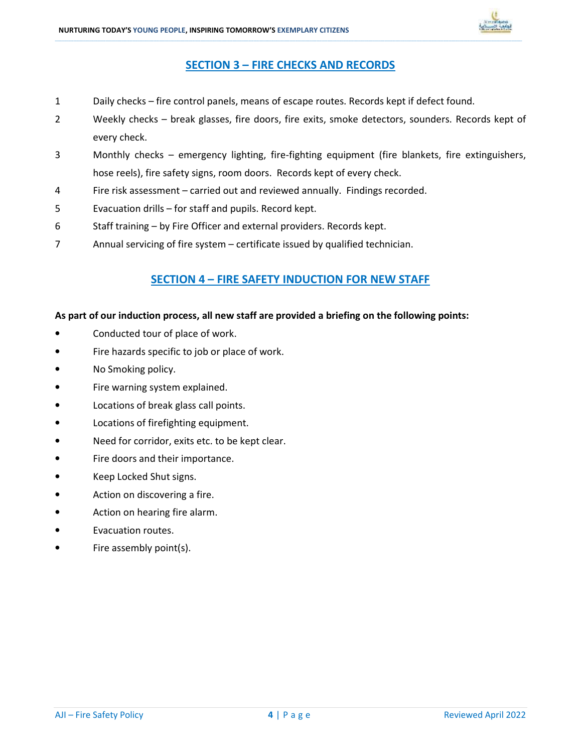## SECTION 3 – FIRE CHECKS AND RECORDS

1. Daily checks – fire control panels, means of escape routes. Records kept if defect found.
2. Weekly checks – break glasses, fire doors, fire exits, smoke detectors, sounders. Records kept of every check.
3. Monthly checks – emergency lighting, fire-fighting equipment (fire blankets, fire extinguishers, hose reels), fire safety signs, room doors. Records kept of every check.
4. Fire risk assessment – carried out and reviewed annually. Findings recorded.
5. Evacuation drills – for staff and pupils. Record kept.
6. Staff training – by Fire Officer and external providers. Records kept.
7. Annual servicing of fire system – certificate issued by qualified technician.

## SECTION 4 – FIRE SAFETY INDUCTION FOR NEW STAFF

**As part of our induction process, all new staff are provided a briefing on the following points:**

- Conducted tour of place of work.
- Fire hazards specific to job or place of work.
- No Smoking policy.
- Fire warning system explained.
- Locations of break glass call points.
- Locations of firefighting equipment.
- Need for corridor, exits etc. to be kept clear.
- Fire doors and their importance.
- Keep Locked Shut signs.
- Action on discovering a fire.
- Action on hearing fire alarm.
- Evacuation routes.
- Fire assembly point(s).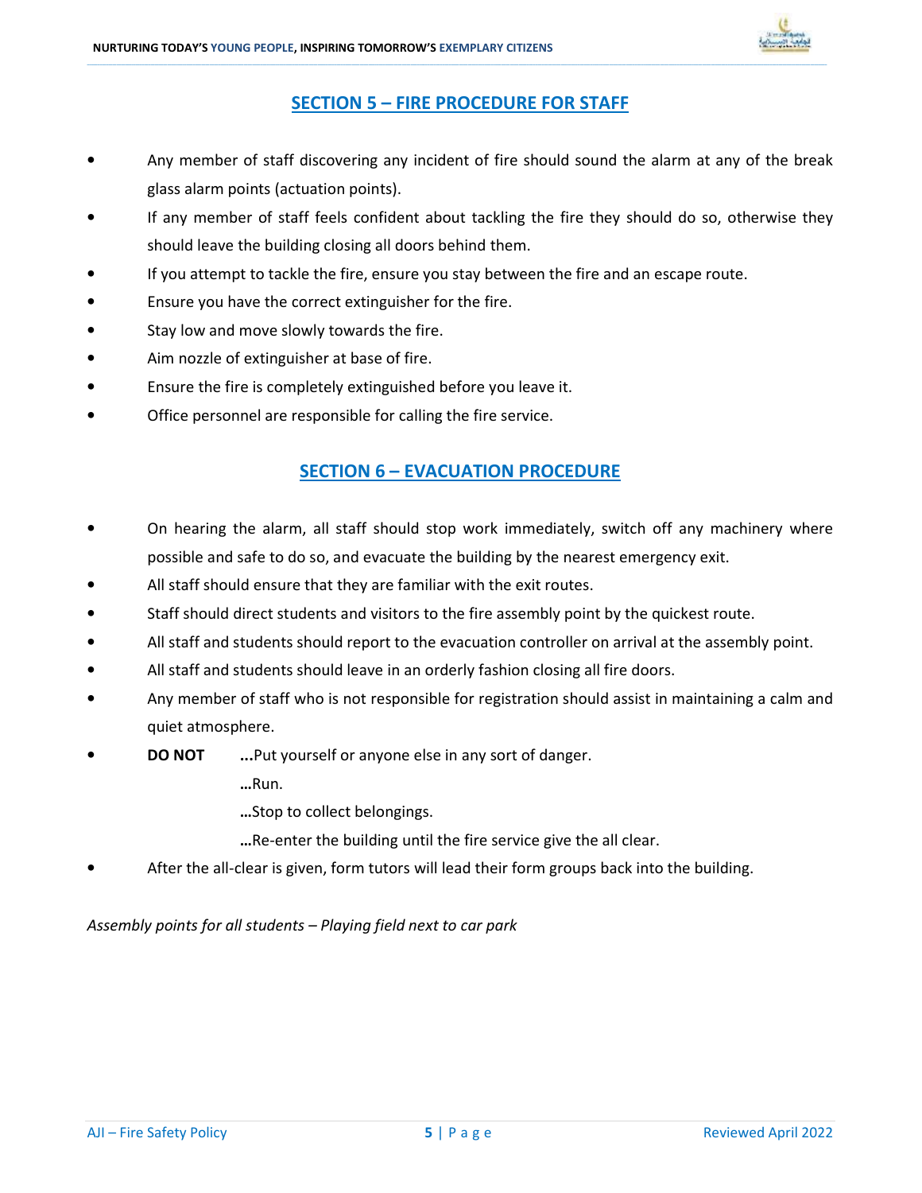## SECTION 5 – FIRE PROCEDURE FOR STAFF

- Any member of staff discovering any incident of fire should sound the alarm at any of the break glass alarm points (actuation points).
- If any member of staff feels confident about tackling the fire they should do so, otherwise they should leave the building closing all doors behind them.
- If you attempt to tackle the fire, ensure you stay between the fire and an escape route.
- Ensure you have the correct extinguisher for the fire.
- Stay low and move slowly towards the fire.
- Aim nozzle of extinguisher at base of fire.
- Ensure the fire is completely extinguished before you leave it.
- Office personnel are responsible for calling the fire service.

## SECTION 6 – EVACUATION PROCEDURE

- On hearing the alarm, all staff should stop work immediately, switch off any machinery where possible and safe to do so, and evacuate the building by the nearest emergency exit.
- All staff should ensure that they are familiar with the exit routes.
- Staff should direct students and visitors to the fire assembly point by the quickest route.
- All staff and students should report to the evacuation controller on arrival at the assembly point.
- All staff and students should leave in an orderly fashion closing all fire doors.
- Any member of staff who is not responsible for registration should assist in maintaining a calm and quiet atmosphere.
- **DO NOT** **...**Put yourself or anyone else in any sort of danger.
  **…**Run.
  **…**Stop to collect belongings.
  **…**Re-enter the building until the fire service give the all clear.
- After the all-clear is given, form tutors will lead their form groups back into the building.

*Assembly points for all students – Playing field next to car park*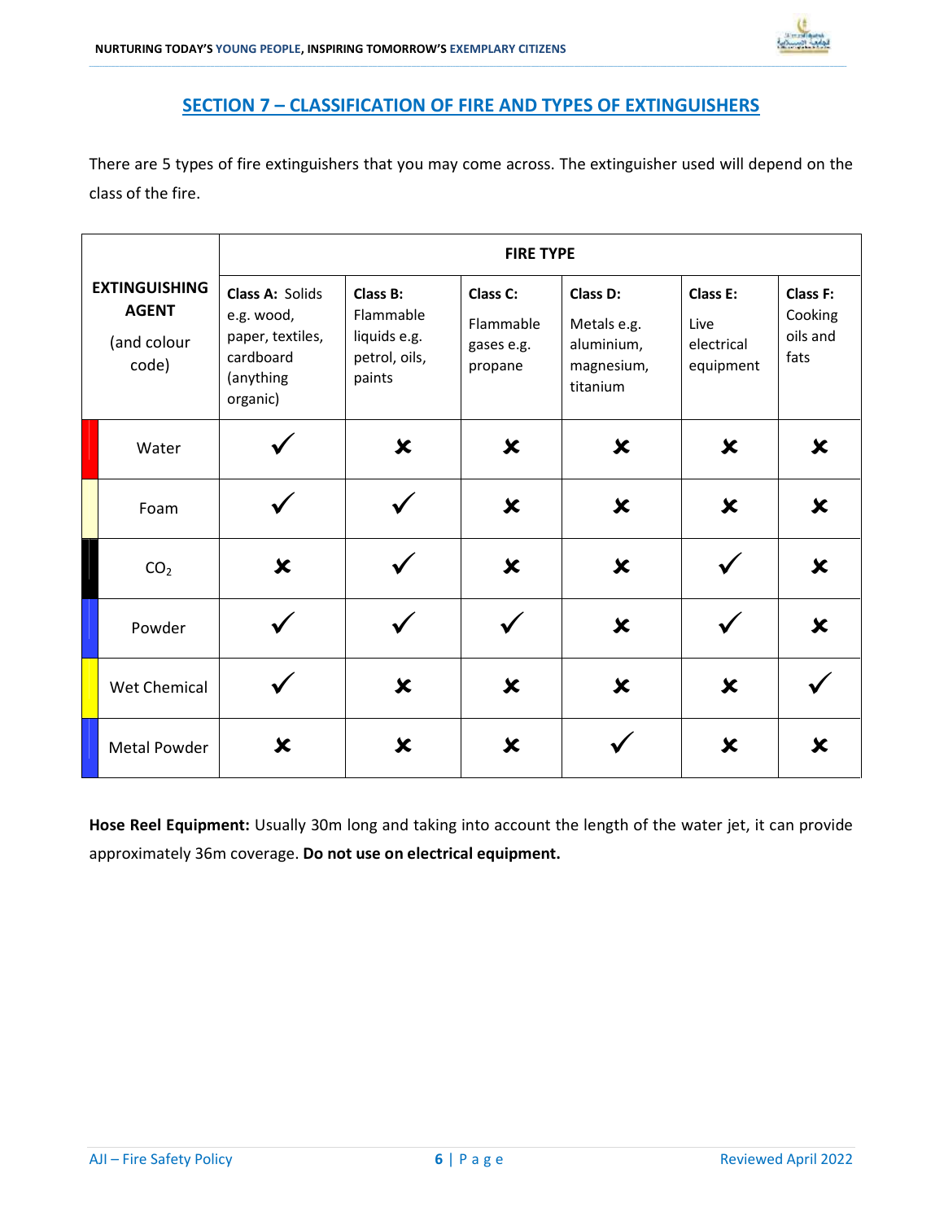## SECTION 7 – CLASSIFICATION OF FIRE AND TYPES OF EXTINGUISHERS

There are 5 types of fire extinguishers that you may come across. The extinguisher used will depend on the class of the fire.

| **EXTINGUISHING AGENT** (and colour code) | **FIRE TYPE** | | | | | |
|---|---|---|---|---|---|---|
| | **Class A:** Solids e.g. wood, paper, textiles, cardboard (anything organic) | **Class B:** Flammable liquids e.g. petrol, oils, paints | **Class C:** Flammable gases e.g. propane | **Class D:** Metals e.g. aluminium, magnesium, titanium | **Class E:** Live electrical equipment | **Class F:** Cooking oils and fats |
| Water | ✓ | ✘ | ✘ | ✘ | ✘ | ✘ |
| Foam | ✓ | ✓ | ✘ | ✘ | ✘ | ✘ |
| $CO_2$ | ✘ | ✓ | ✘ | ✘ | ✓ | ✘ |
| Powder | ✓ | ✓ | ✓ | ✘ | ✓ | ✘ |
| Wet Chemical | ✓ | ✘ | ✘ | ✘ | ✘ | ✓ |
| Metal Powder | ✘ | ✘ | ✘ | ✓ | ✘ | ✘ |

**Hose Reel Equipment:** Usually 30m long and taking into account the length of the water jet, it can provide approximately 36m coverage. **Do not use on electrical equipment.**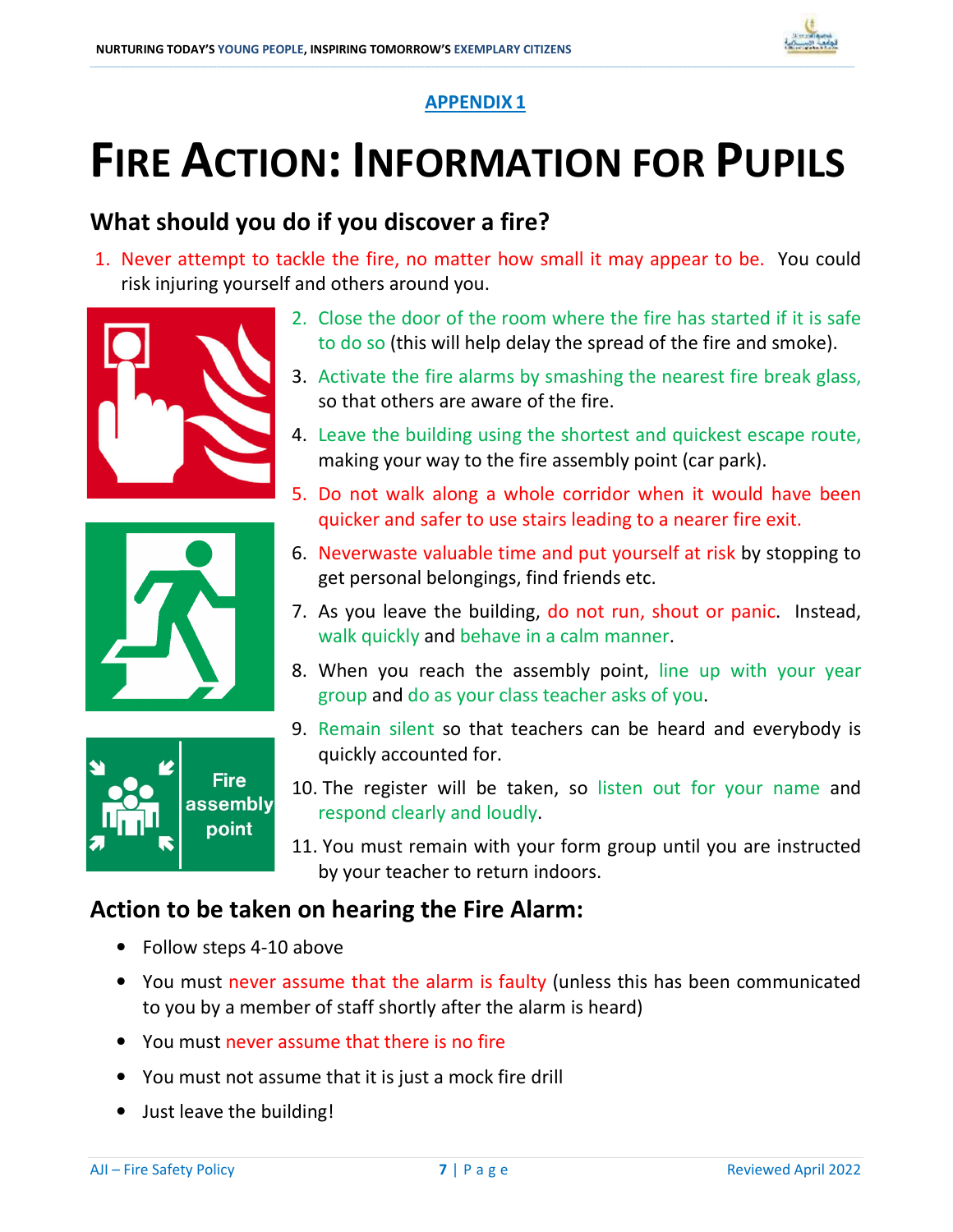**APPENDIX 1**

# FIRE ACTION: INFORMATION FOR PUPILS

## What should you do if you discover a fire?

1. Never attempt to tackle the fire, no matter how small it may appear to be. You could risk injuring yourself and others around you.
2. Close the door of the room where the fire has started if it is safe to do so (this will help delay the spread of the fire and smoke).
3. Activate the fire alarms by smashing the nearest fire break glass, so that others are aware of the fire.
4. Leave the building using the shortest and quickest escape route, making your way to the fire assembly point (car park).
5. Do not walk along a whole corridor when it would have been quicker and safer to use stairs leading to a nearer fire exit.
6. Neverwaste valuable time and put yourself at risk by stopping to get personal belongings, find friends etc.
7. As you leave the building, do not run, shout or panic. Instead, walk quickly and behave in a calm manner.
8. When you reach the assembly point, line up with your year group and do as your class teacher asks of you.
9. Remain silent so that teachers can be heard and everybody is quickly accounted for.
10. The register will be taken, so listen out for your name and respond clearly and loudly.
11. You must remain with your form group until you are instructed by your teacher to return indoors.

Fire assembly point

## Action to be taken on hearing the Fire Alarm:

- Follow steps 4-10 above
- You must never assume that the alarm is faulty (unless this has been communicated to you by a member of staff shortly after the alarm is heard)
- You must never assume that there is no fire
- You must not assume that it is just a mock fire drill
- Just leave the building!